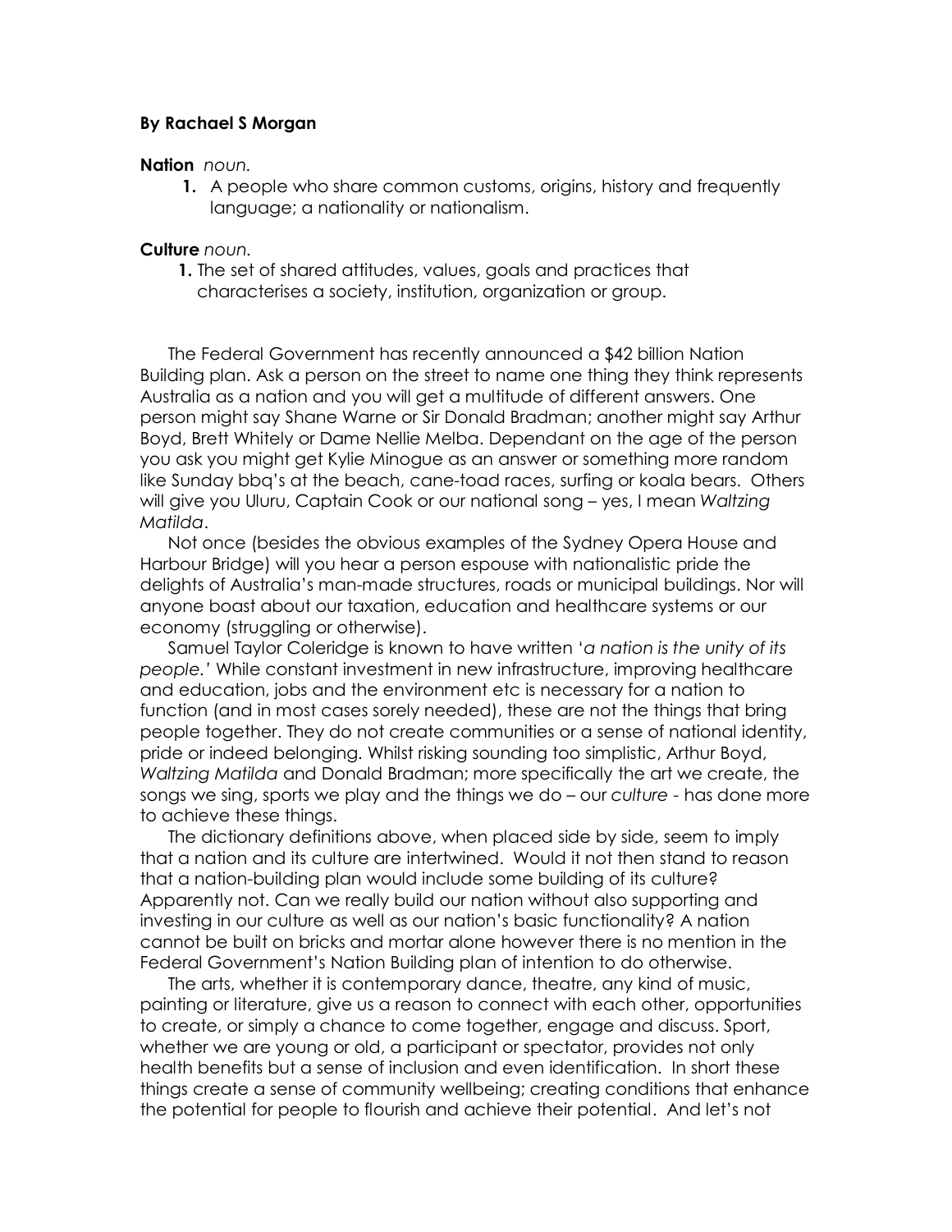**By Rachael S Morgan**

**Nation** *noun.*

1. A people who share common customs, origins, history and frequently language; a nationality or nationalism.

**Culture** *noun.*

1. The set of shared attitudes, values, goals and practices that characterises a society, institution, organization or group.

The Federal Government has recently announced a $42 billion Nation Building plan. Ask a person on the street to name one thing they think represents Australia as a nation and you will get a multitude of different answers. One person might say Shane Warne or Sir Donald Bradman; another might say Arthur Boyd, Brett Whitely or Dame Nellie Melba. Dependant on the age of the person you ask you might get Kylie Minogue as an answer or something more random like Sunday bbq's at the beach, cane-toad races, surfing or koala bears. Others will give you Uluru, Captain Cook or our national song – yes, I mean *Waltzing Matilda*.

Not once (besides the obvious examples of the Sydney Opera House and Harbour Bridge) will you hear a person espouse with nationalistic pride the delights of Australia's man-made structures, roads or municipal buildings. Nor will anyone boast about our taxation, education and healthcare systems or our economy (struggling or otherwise).

Samuel Taylor Coleridge is known to have written '*a nation is the unity of its people.*' While constant investment in new infrastructure, improving healthcare and education, jobs and the environment etc is necessary for a nation to function (and in most cases sorely needed), these are not the things that bring people together. They do not create communities or a sense of national identity, pride or indeed belonging. Whilst risking sounding too simplistic, Arthur Boyd, *Waltzing Matilda* and Donald Bradman; more specifically the art we create, the songs we sing, sports we play and the things we do – our *culture* - has done more to achieve these things.

The dictionary definitions above, when placed side by side, seem to imply that a nation and its culture are intertwined. Would it not then stand to reason that a nation-building plan would include some building of its culture? Apparently not. Can we really build our nation without also supporting and investing in our culture as well as our nation's basic functionality? A nation cannot be built on bricks and mortar alone however there is no mention in the Federal Government's Nation Building plan of intention to do otherwise.

The arts, whether it is contemporary dance, theatre, any kind of music, painting or literature, give us a reason to connect with each other, opportunities to create, or simply a chance to come together, engage and discuss. Sport, whether we are young or old, a participant or spectator, provides not only health benefits but a sense of inclusion and even identification. In short these things create a sense of community wellbeing; creating conditions that enhance the potential for people to flourish and achieve their potential. And let's not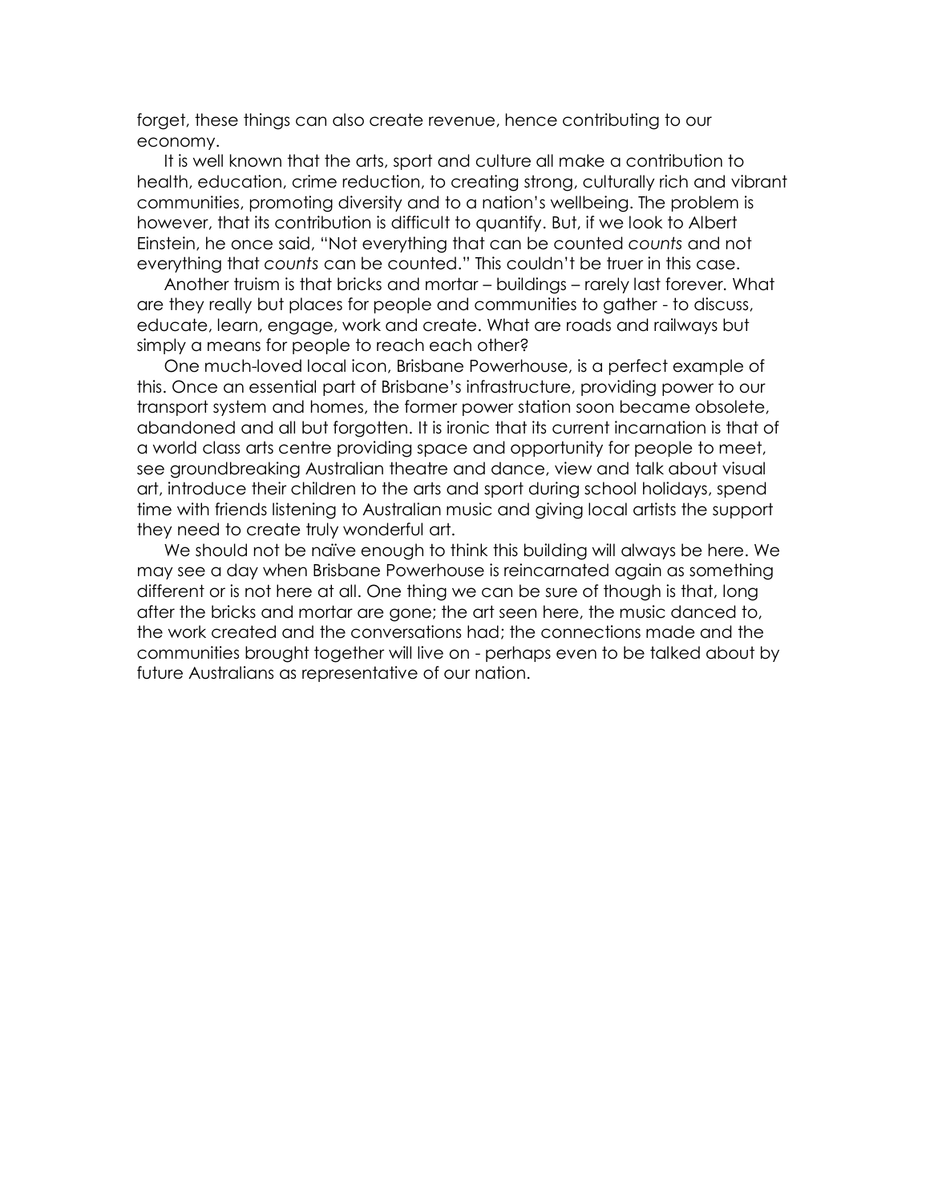forget, these things can also create revenue, hence contributing to our economy.

It is well known that the arts, sport and culture all make a contribution to health, education, crime reduction, to creating strong, culturally rich and vibrant communities, promoting diversity and to a nation's wellbeing. The problem is however, that its contribution is difficult to quantify. But, if we look to Albert Einstein, he once said, "Not everything that can be counted *counts* and not everything that *counts* can be counted." This couldn't be truer in this case.

Another truism is that bricks and mortar – buildings – rarely last forever. What are they really but places for people and communities to gather - to discuss, educate, learn, engage, work and create. What are roads and railways but simply a means for people to reach each other?

One much-loved local icon, Brisbane Powerhouse, is a perfect example of this. Once an essential part of Brisbane's infrastructure, providing power to our transport system and homes, the former power station soon became obsolete, abandoned and all but forgotten. It is ironic that its current incarnation is that of a world class arts centre providing space and opportunity for people to meet, see groundbreaking Australian theatre and dance, view and talk about visual art, introduce their children to the arts and sport during school holidays, spend time with friends listening to Australian music and giving local artists the support they need to create truly wonderful art.

We should not be naïve enough to think this building will always be here. We may see a day when Brisbane Powerhouse is reincarnated again as something different or is not here at all. One thing we can be sure of though is that, long after the bricks and mortar are gone; the art seen here, the music danced to, the work created and the conversations had; the connections made and the communities brought together will live on - perhaps even to be talked about by future Australians as representative of our nation.